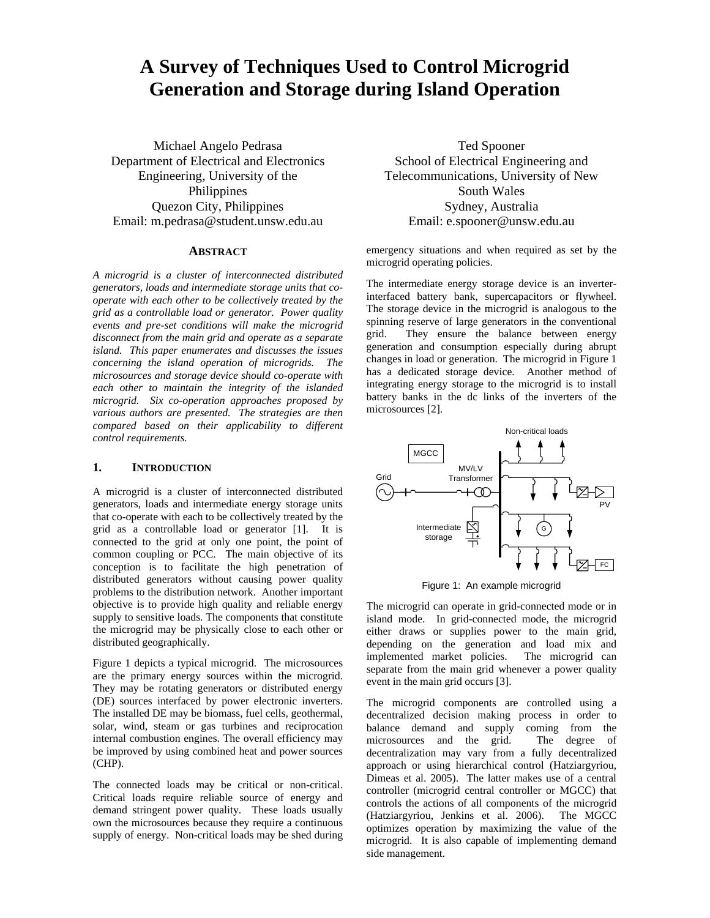# A Survey of Techniques Used to Control Microgrid Generation and Storage during Island Operation

Michael Angelo Pedrasa
Department of Electrical and Electronics Engineering, University of the Philippines
Quezon City, Philippines
Email: m.pedrasa@student.unsw.edu.au

Ted Spooner
School of Electrical Engineering and Telecommunications, University of New South Wales
Sydney, Australia
Email: e.spooner@unsw.edu.au

## ABSTRACT

*A microgrid is a cluster of interconnected distributed generators, loads and intermediate storage units that co-operate with each other to be collectively treated by the grid as a controllable load or generator. Power quality events and pre-set conditions will make the microgrid disconnect from the main grid and operate as a separate island. This paper enumerates and discusses the issues concerning the island operation of microgrids. The microsources and storage device should co-operate with each other to maintain the integrity of the islanded microgrid. Six co-operation approaches proposed by various authors are presented. The strategies are then compared based on their applicability to different control requirements.*

## 1. INTRODUCTION

A microgrid is a cluster of interconnected distributed generators, loads and intermediate energy storage units that co-operate with each to be collectively treated by the grid as a controllable load or generator [1]. It is connected to the grid at only one point, the point of common coupling or PCC. The main objective of its conception is to facilitate the high penetration of distributed generators without causing power quality problems to the distribution network. Another important objective is to provide high quality and reliable energy supply to sensitive loads. The components that constitute the microgrid may be physically close to each other or distributed geographically.

Figure 1 depicts a typical microgrid. The microsources are the primary energy sources within the microgrid. They may be rotating generators or distributed energy (DE) sources interfaced by power electronic inverters. The installed DE may be biomass, fuel cells, geothermal, solar, wind, steam or gas turbines and reciprocation internal combustion engines. The overall efficiency may be improved by using combined heat and power sources (CHP).

The connected loads may be critical or non-critical. Critical loads require reliable source of energy and demand stringent power quality. These loads usually own the microsources because they require a continuous supply of energy. Non-critical loads may be shed during emergency situations and when required as set by the microgrid operating policies.

The intermediate energy storage device is an inverter-interfaced battery bank, supercapacitors or flywheel. The storage device in the microgrid is analogous to the spinning reserve of large generators in the conventional grid. They ensure the balance between energy generation and consumption especially during abrupt changes in load or generation. The microgrid in Figure 1 has a dedicated storage device. Another method of integrating energy storage to the microgrid is to install battery banks in the dc links of the inverters of the microsources [2].

Figure 1: An example microgrid

The microgrid can operate in grid-connected mode or in island mode. In grid-connected mode, the microgrid either draws or supplies power to the main grid, depending on the generation and load mix and implemented market policies. The microgrid can separate from the main grid whenever a power quality event in the main grid occurs [3].

The microgrid components are controlled using a decentralized decision making process in order to balance demand and supply coming from the microsources and the grid. The degree of decentralization may vary from a fully decentralized approach or using hierarchical control (Hatziargyriou, Dimeas et al. 2005). The latter makes use of a central controller (microgrid central controller or MGCC) that controls the actions of all components of the microgrid (Hatziargyriou, Jenkins et al. 2006). The MGCC optimizes operation by maximizing the value of the microgrid. It is also capable of implementing demand side management.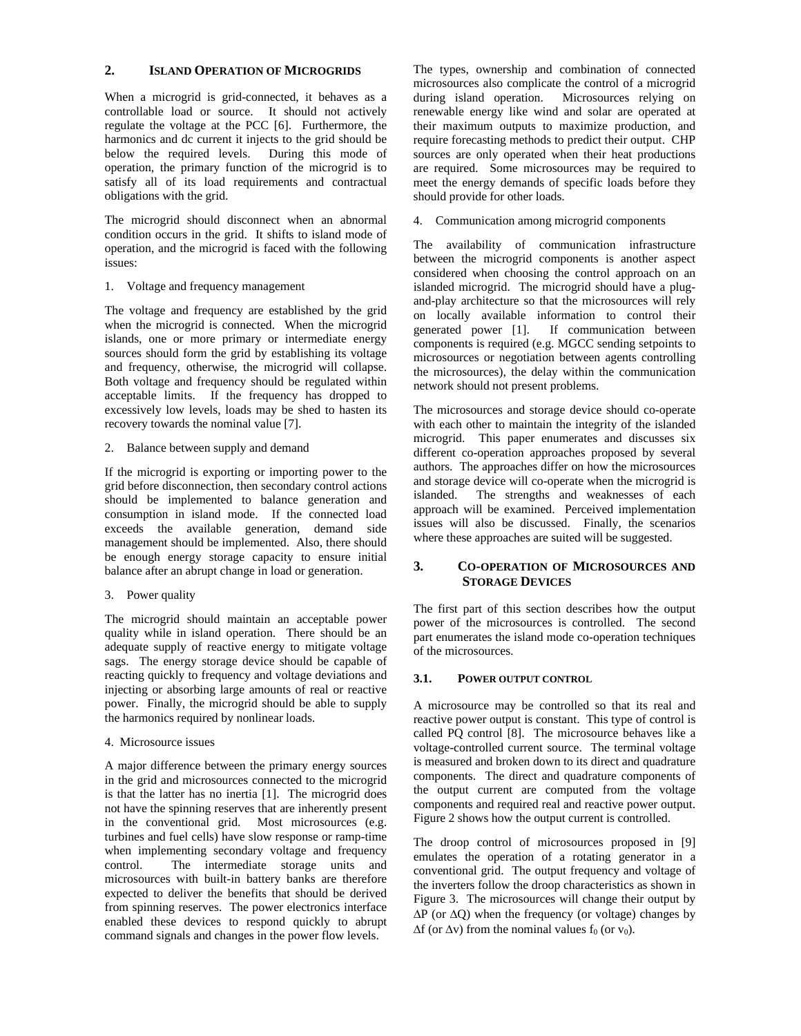## 2. ISLAND OPERATION OF MICROGRIDS

When a microgrid is grid-connected, it behaves as a controllable load or source. It should not actively regulate the voltage at the PCC [6]. Furthermore, the harmonics and dc current it injects to the grid should be below the required levels. During this mode of operation, the primary function of the microgrid is to satisfy all of its load requirements and contractual obligations with the grid.

The microgrid should disconnect when an abnormal condition occurs in the grid. It shifts to island mode of operation, and the microgrid is faced with the following issues:

1. Voltage and frequency management

The voltage and frequency are established by the grid when the microgrid is connected. When the microgrid islands, one or more primary or intermediate energy sources should form the grid by establishing its voltage and frequency, otherwise, the microgrid will collapse. Both voltage and frequency should be regulated within acceptable limits. If the frequency has dropped to excessively low levels, loads may be shed to hasten its recovery towards the nominal value [7].

2. Balance between supply and demand

If the microgrid is exporting or importing power to the grid before disconnection, then secondary control actions should be implemented to balance generation and consumption in island mode. If the connected load exceeds the available generation, demand side management should be implemented. Also, there should be enough energy storage capacity to ensure initial balance after an abrupt change in load or generation.

3. Power quality

The microgrid should maintain an acceptable power quality while in island operation. There should be an adequate supply of reactive energy to mitigate voltage sags. The energy storage device should be capable of reacting quickly to frequency and voltage deviations and injecting or absorbing large amounts of real or reactive power. Finally, the microgrid should be able to supply the harmonics required by nonlinear loads.

4. Microsource issues

A major difference between the primary energy sources in the grid and microsources connected to the microgrid is that the latter has no inertia [1]. The microgrid does not have the spinning reserves that are inherently present in the conventional grid. Most microsources (e.g. turbines and fuel cells) have slow response or ramp-time when implementing secondary voltage and frequency control. The intermediate storage units and microsources with built-in battery banks are therefore expected to deliver the benefits that should be derived from spinning reserves. The power electronics interface enabled these devices to respond quickly to abrupt command signals and changes in the power flow levels.

The types, ownership and combination of connected microsources also complicate the control of a microgrid during island operation. Microsources relying on renewable energy like wind and solar are operated at their maximum outputs to maximize production, and require forecasting methods to predict their output. CHP sources are only operated when their heat productions are required. Some microsources may be required to meet the energy demands of specific loads before they should provide for other loads.

4. Communication among microgrid components

The availability of communication infrastructure between the microgrid components is another aspect considered when choosing the control approach on an islanded microgrid. The microgrid should have a plug-and-play architecture so that the microsources will rely on locally available information to control their generated power [1]. If communication between components is required (e.g. MGCC sending setpoints to microsources or negotiation between agents controlling the microsources), the delay within the communication network should not present problems.

The microsources and storage device should co-operate with each other to maintain the integrity of the islanded microgrid. This paper enumerates and discusses six different co-operation approaches proposed by several authors. The approaches differ on how the microsources and storage device will co-operate when the microgrid is islanded. The strengths and weaknesses of each approach will be examined. Perceived implementation issues will also be discussed. Finally, the scenarios where these approaches are suited will be suggested.

## 3. CO-OPERATION OF MICROSOURCES AND STORAGE DEVICES

The first part of this section describes how the output power of the microsources is controlled. The second part enumerates the island mode co-operation techniques of the microsources.

### 3.1. POWER OUTPUT CONTROL

A microsource may be controlled so that its real and reactive power output is constant. This type of control is called PQ control [8]. The microsource behaves like a voltage-controlled current source. The terminal voltage is measured and broken down to its direct and quadrature components. The direct and quadrature components of the output current are computed from the voltage components and required real and reactive power output. Figure 2 shows how the output current is controlled.

The droop control of microsources proposed in [9] emulates the operation of a rotating generator in a conventional grid. The output frequency and voltage of the inverters follow the droop characteristics as shown in Figure 3. The microsources will change their output by $\Delta P$ (or $\Delta Q$) when the frequency (or voltage) changes by $\Delta f$ (or $\Delta v$) from the nominal values $f_0$ (or $v_0$).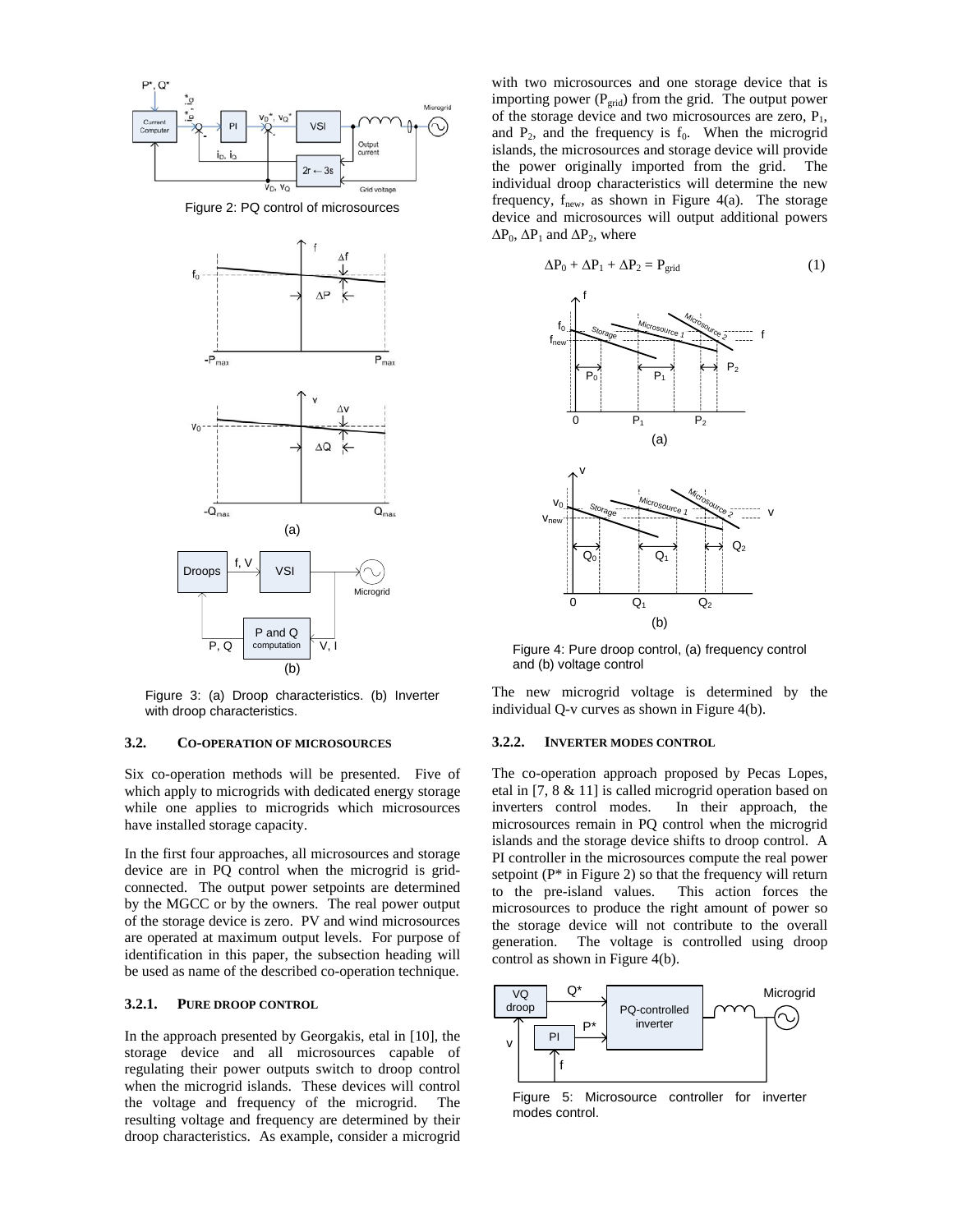Figure 2: PQ control of microsources

(a)

(b)

Figure 3: (a) Droop characteristics. (b) Inverter with droop characteristics.

### 3.2. CO-OPERATION OF MICROSOURCES

Six co-operation methods will be presented. Five of which apply to microgrids with dedicated energy storage while one applies to microgrids which microsources have installed storage capacity.

In the first four approaches, all microsources and storage device are in PQ control when the microgrid is grid-connected. The output power setpoints are determined by the MGCC or by the owners. The real power output of the storage device is zero. PV and wind microsources are operated at maximum output levels. For purpose of identification in this paper, the subsection heading will be used as name of the described co-operation technique.

#### 3.2.1. PURE DROOP CONTROL

In the approach presented by Georgakis, etal in [10], the storage device and all microsources capable of regulating their power outputs switch to droop control when the microgrid islands. These devices will control the voltage and frequency of the microgrid. The resulting voltage and frequency are determined by their droop characteristics. As example, consider a microgrid with two microsources and one storage device that is importing power ($P_{grid}$) from the grid. The output power of the storage device and two microsources are zero, $P_1$, and $P_2$, and the frequency is $f_0$. When the microgrid islands, the microsources and storage device will provide the power originally imported from the grid. The individual droop characteristics will determine the new frequency, $f_{new}$, as shown in Figure 4(a). The storage device and microsources will output additional powers $\Delta P_0$, $\Delta P_1$ and $\Delta P_2$, where

$$\Delta P_0 + \Delta P_1 + \Delta P_2 = P_{grid} \qquad (1)$$

(a)

(b)

Figure 4: Pure droop control, (a) frequency control and (b) voltage control

The new microgrid voltage is determined by the individual Q-v curves as shown in Figure 4(b).

#### 3.2.2. INVERTER MODES CONTROL

The co-operation approach proposed by Pecas Lopes, etal in [7, 8 & 11] is called microgrid operation based on inverters control modes. In their approach, the microsources remain in PQ control when the microgrid islands and the storage device shifts to droop control. A PI controller in the microsources compute the real power setpoint (P* in Figure 2) so that the frequency will return to the pre-island values. This action forces the microsources to produce the right amount of power so the storage device will not contribute to the overall generation. The voltage is controlled using droop control as shown in Figure 4(b).

Figure 5: Microsource controller for inverter modes control.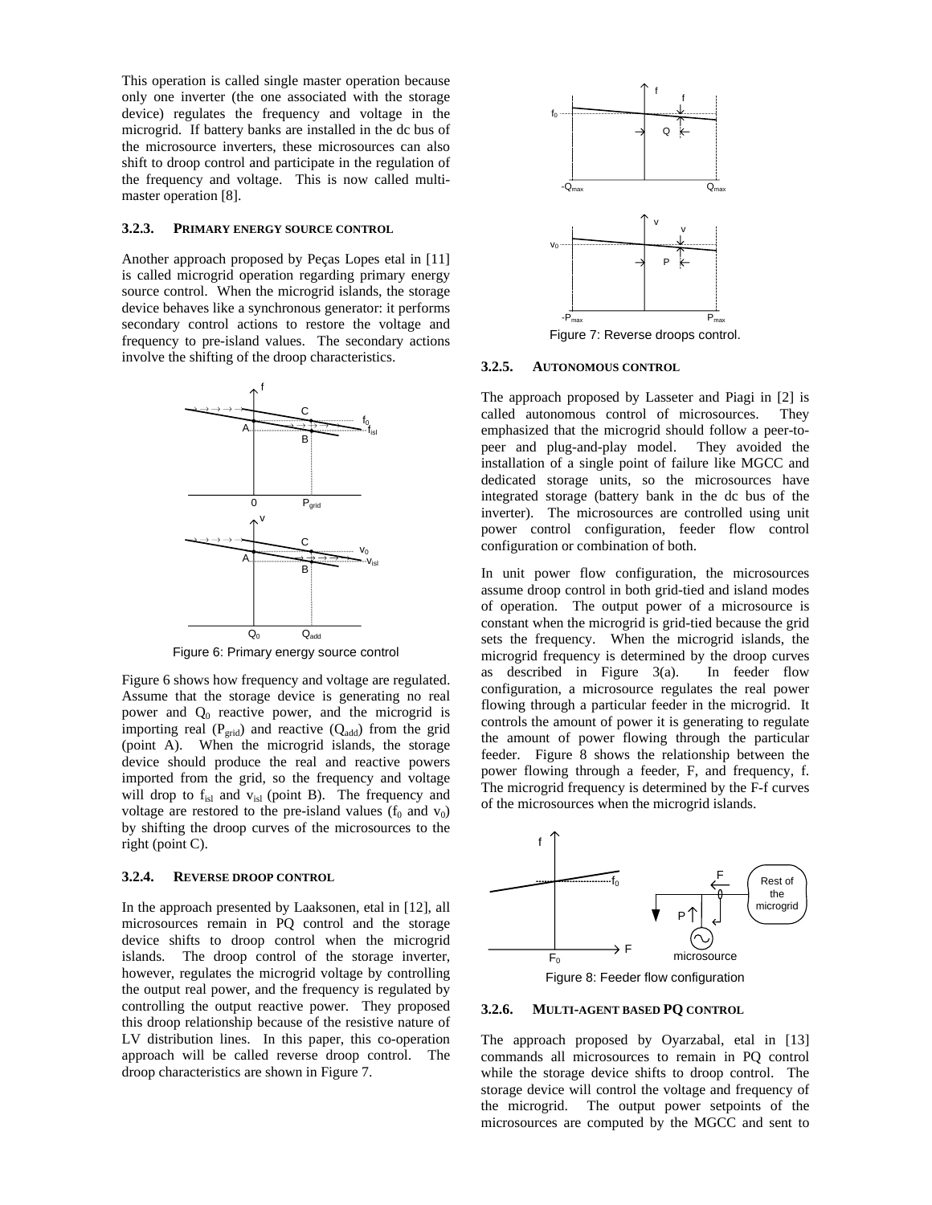This operation is called single master operation because only one inverter (the one associated with the storage device) regulates the frequency and voltage in the microgrid. If battery banks are installed in the dc bus of the microsource inverters, these microsources can also shift to droop control and participate in the regulation of the frequency and voltage. This is now called multi-master operation [8].

### 3.2.3. Primary energy source control

Another approach proposed by Peças Lopes etal in [11] is called microgrid operation regarding primary energy source control. When the microgrid islands, the storage device behaves like a synchronous generator: it performs secondary control actions to restore the voltage and frequency to pre-island values. The secondary actions involve the shifting of the droop characteristics.

Figure 6: Primary energy source control

Figure 6 shows how frequency and voltage are regulated. Assume that the storage device is generating no real power and $Q_0$ reactive power, and the microgrid is importing real ($P_{grid}$) and reactive ($Q_{add}$) from the grid (point A). When the microgrid islands, the storage device should produce the real and reactive powers imported from the grid, so the frequency and voltage will drop to $f_{isl}$ and $v_{isl}$ (point B). The frequency and voltage are restored to the pre-island values ($f_0$ and $v_0$) by shifting the droop curves of the microsources to the right (point C).

### 3.2.4. Reverse droop control

In the approach presented by Laaksonen, etal in [12], all microsources remain in PQ control and the storage device shifts to droop control when the microgrid islands. The droop control of the storage inverter, however, regulates the microgrid voltage by controlling the output real power, and the frequency is regulated by controlling the output reactive power. They proposed this droop relationship because of the resistive nature of LV distribution lines. In this paper, this co-operation approach will be called reverse droop control. The droop characteristics are shown in Figure 7.

Figure 7: Reverse droops control.

### 3.2.5. Autonomous control

The approach proposed by Lasseter and Piagi in [2] is called autonomous control of microsources. They emphasized that the microgrid should follow a peer-to-peer and plug-and-play model. They avoided the installation of a single point of failure like MGCC and dedicated storage units, so the microsources have integrated storage (battery bank in the dc bus of the inverter). The microsources are controlled using unit power control configuration, feeder flow control configuration or combination of both.

In unit power flow configuration, the microsources assume droop control in both grid-tied and island modes of operation. The output power of a microsource is constant when the microgrid is grid-tied because the grid sets the frequency. When the microgrid islands, the microgrid frequency is determined by the droop curves as described in Figure 3(a). In feeder flow configuration, a microsource regulates the real power flowing through a particular feeder in the microgrid. It controls the amount of power it is generating to regulate the amount of power flowing through the particular feeder. Figure 8 shows the relationship between the power flowing through a feeder, F, and frequency, f. The microgrid frequency is determined by the F-f curves of the microsources when the microgrid islands.

Figure 8: Feeder flow configuration

### 3.2.6. Multi-agent based PQ control

The approach proposed by Oyarzabal, etal in [13] commands all microsources to remain in PQ control while the storage device shifts to droop control. The storage device will control the voltage and frequency of the microgrid. The output power setpoints of the microsources are computed by the MGCC and sent to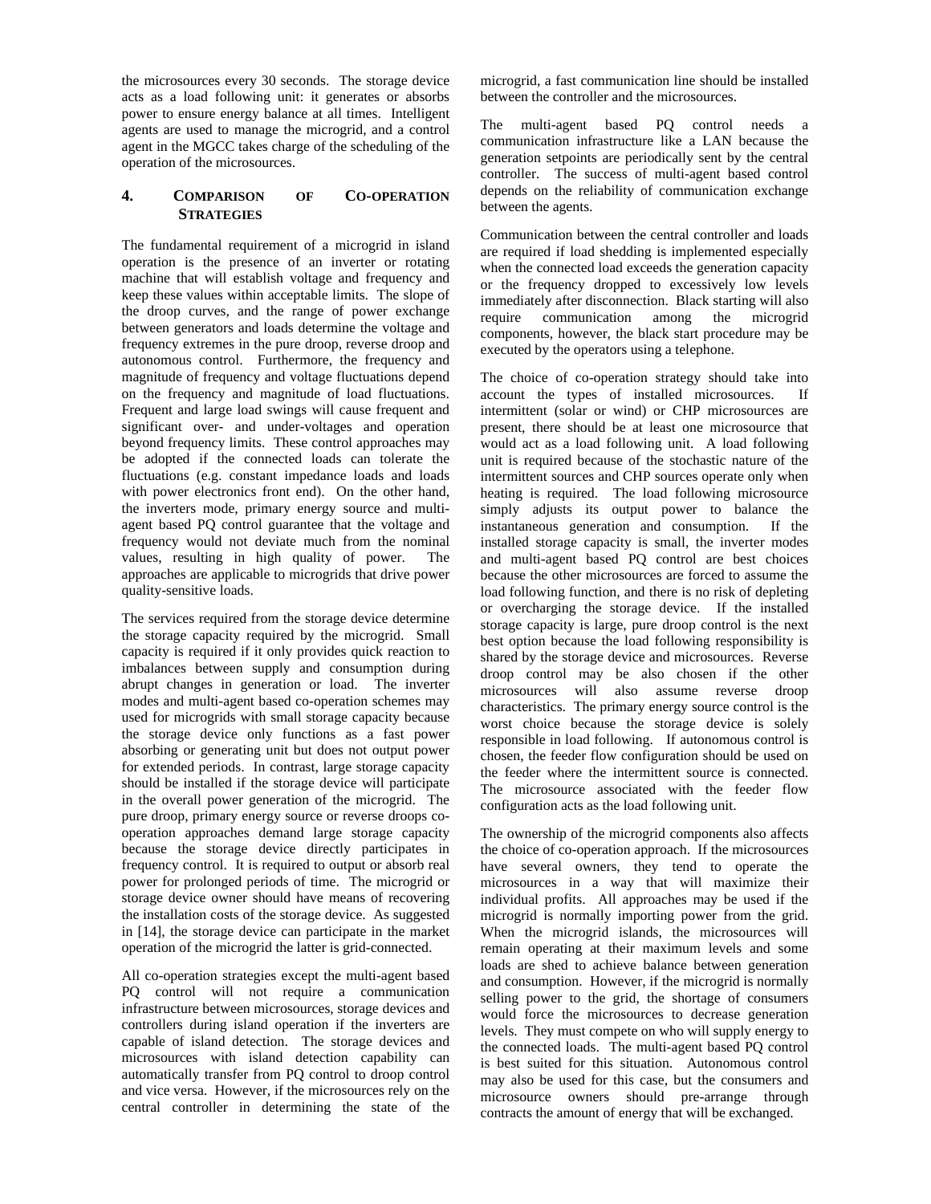the microsources every 30 seconds. The storage device acts as a load following unit: it generates or absorbs power to ensure energy balance at all times. Intelligent agents are used to manage the microgrid, and a control agent in the MGCC takes charge of the scheduling of the operation of the microsources.

## 4. COMPARISON OF CO-OPERATION STRATEGIES

The fundamental requirement of a microgrid in island operation is the presence of an inverter or rotating machine that will establish voltage and frequency and keep these values within acceptable limits. The slope of the droop curves, and the range of power exchange between generators and loads determine the voltage and frequency extremes in the pure droop, reverse droop and autonomous control. Furthermore, the frequency and magnitude of frequency and voltage fluctuations depend on the frequency and magnitude of load fluctuations. Frequent and large load swings will cause frequent and significant over- and under-voltages and operation beyond frequency limits. These control approaches may be adopted if the connected loads can tolerate the fluctuations (e.g. constant impedance loads and loads with power electronics front end). On the other hand, the inverters mode, primary energy source and multi-agent based PQ control guarantee that the voltage and frequency would not deviate much from the nominal values, resulting in high quality of power. The approaches are applicable to microgrids that drive power quality-sensitive loads.

The services required from the storage device determine the storage capacity required by the microgrid. Small capacity is required if it only provides quick reaction to imbalances between supply and consumption during abrupt changes in generation or load. The inverter modes and multi-agent based co-operation schemes may used for microgrids with small storage capacity because the storage device only functions as a fast power absorbing or generating unit but does not output power for extended periods. In contrast, large storage capacity should be installed if the storage device will participate in the overall power generation of the microgrid. The pure droop, primary energy source or reverse droops co-operation approaches demand large storage capacity because the storage device directly participates in frequency control. It is required to output or absorb real power for prolonged periods of time. The microgrid or storage device owner should have means of recovering the installation costs of the storage device. As suggested in [14], the storage device can participate in the market operation of the microgrid the latter is grid-connected.

All co-operation strategies except the multi-agent based PQ control will not require a communication infrastructure between microsources, storage devices and controllers during island operation if the inverters are capable of island detection. The storage devices and microsources with island detection capability can automatically transfer from PQ control to droop control and vice versa. However, if the microsources rely on the central controller in determining the state of the microgrid, a fast communication line should be installed between the controller and the microsources.

The multi-agent based PQ control needs a communication infrastructure like a LAN because the generation setpoints are periodically sent by the central controller. The success of multi-agent based control depends on the reliability of communication exchange between the agents.

Communication between the central controller and loads are required if load shedding is implemented especially when the connected load exceeds the generation capacity or the frequency dropped to excessively low levels immediately after disconnection. Black starting will also require communication among the microgrid components, however, the black start procedure may be executed by the operators using a telephone.

The choice of co-operation strategy should take into account the types of installed microsources. If intermittent (solar or wind) or CHP microsources are present, there should be at least one microsource that would act as a load following unit. A load following unit is required because of the stochastic nature of the intermittent sources and CHP sources operate only when heating is required. The load following microsource simply adjusts its output power to balance the instantaneous generation and consumption. If the installed storage capacity is small, the inverter modes and multi-agent based PQ control are best choices because the other microsources are forced to assume the load following function, and there is no risk of depleting or overcharging the storage device. If the installed storage capacity is large, pure droop control is the next best option because the load following responsibility is shared by the storage device and microsources. Reverse droop control may be also chosen if the other microsources will also assume reverse droop characteristics. The primary energy source control is the worst choice because the storage device is solely responsible in load following. If autonomous control is chosen, the feeder flow configuration should be used on the feeder where the intermittent source is connected. The microsource associated with the feeder flow configuration acts as the load following unit.

The ownership of the microgrid components also affects the choice of co-operation approach. If the microsources have several owners, they tend to operate the microsources in a way that will maximize their individual profits. All approaches may be used if the microgrid is normally importing power from the grid. When the microgrid islands, the microsources will remain operating at their maximum levels and some loads are shed to achieve balance between generation and consumption. However, if the microgrid is normally selling power to the grid, the shortage of consumers would force the microsources to decrease generation levels. They must compete on who will supply energy to the connected loads. The multi-agent based PQ control is best suited for this situation. Autonomous control may also be used for this case, but the consumers and microsource owners should pre-arrange through contracts the amount of energy that will be exchanged.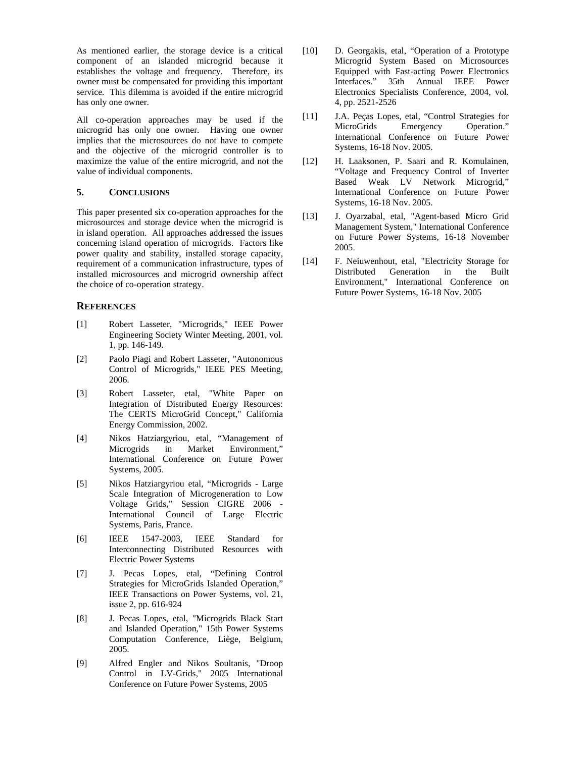As mentioned earlier, the storage device is a critical component of an islanded microgrid because it establishes the voltage and frequency. Therefore, its owner must be compensated for providing this important service. This dilemma is avoided if the entire microgrid has only one owner.

All co-operation approaches may be used if the microgrid has only one owner. Having one owner implies that the microsources do not have to compete and the objective of the microgrid controller is to maximize the value of the entire microgrid, and not the value of individual components.

## 5. CONCLUSIONS

This paper presented six co-operation approaches for the microsources and storage device when the microgrid is in island operation. All approaches addressed the issues concerning island operation of microgrids. Factors like power quality and stability, installed storage capacity, requirement of a communication infrastructure, types of installed microsources and microgrid ownership affect the choice of co-operation strategy.

## REFERENCES

[1] Robert Lasseter, "Microgrids," IEEE Power Engineering Society Winter Meeting, 2001, vol. 1, pp. 146-149.

[2] Paolo Piagi and Robert Lasseter, "Autonomous Control of Microgrids," IEEE PES Meeting, 2006.

[3] Robert Lasseter, etal, "White Paper on Integration of Distributed Energy Resources: The CERTS MicroGrid Concept," California Energy Commission, 2002.

[4] Nikos Hatziargyriou, etal, "Management of Microgrids in Market Environment," International Conference on Future Power Systems, 2005.

[5] Nikos Hatziargyriou etal, "Microgrids - Large Scale Integration of Microgeneration to Low Voltage Grids," Session CIGRE 2006 - International Council of Large Electric Systems, Paris, France.

[6] IEEE 1547-2003, IEEE Standard for Interconnecting Distributed Resources with Electric Power Systems

[7] J. Pecas Lopes, etal, "Defining Control Strategies for MicroGrids Islanded Operation," IEEE Transactions on Power Systems, vol. 21, issue 2, pp. 616-924

[8] J. Pecas Lopes, etal, "Microgrids Black Start and Islanded Operation," 15th Power Systems Computation Conference, Liège, Belgium, 2005.

[9] Alfred Engler and Nikos Soultanis, "Droop Control in LV-Grids," 2005 International Conference on Future Power Systems, 2005

[10] D. Georgakis, etal, "Operation of a Prototype Microgrid System Based on Microsources Equipped with Fast-acting Power Electronics Interfaces." 35th Annual IEEE Power Electronics Specialists Conference, 2004, vol. 4, pp. 2521-2526

[11] J.A. Peças Lopes, etal, "Control Strategies for MicroGrids Emergency Operation." International Conference on Future Power Systems, 16-18 Nov. 2005.

[12] H. Laaksonen, P. Saari and R. Komulainen, "Voltage and Frequency Control of Inverter Based Weak LV Network Microgrid," International Conference on Future Power Systems, 16-18 Nov. 2005.

[13] J. Oyarzabal, etal, "Agent-based Micro Grid Management System," International Conference on Future Power Systems, 16-18 November 2005.

[14] F. Neiuwenhout, etal, "Electricity Storage for Distributed Generation in the Built Environment," International Conference on Future Power Systems, 16-18 Nov. 2005